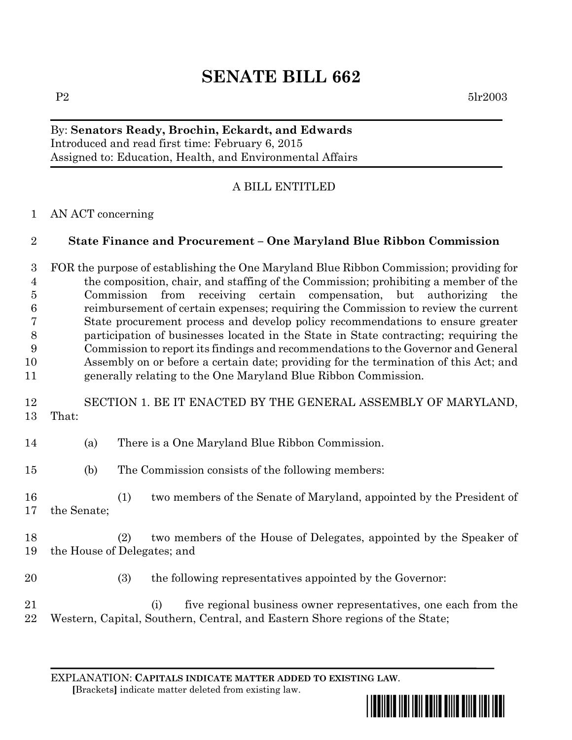# SENATE BILL 662

P2 5lr2003

By: **Senators Ready, Brochin, Eckardt, and Edwards**
Introduced and read first time: February 6, 2015
Assigned to: Education, Health, and Environmental Affairs

A BILL ENTITLED

AN ACT concerning

**State Finance and Procurement – One Maryland Blue Ribbon Commission**

FOR the purpose of establishing the One Maryland Blue Ribbon Commission; providing for the composition, chair, and staffing of the Commission; prohibiting a member of the Commission from receiving certain compensation, but authorizing the reimbursement of certain expenses; requiring the Commission to review the current State procurement process and develop policy recommendations to ensure greater participation of businesses located in the State in State contracting; requiring the Commission to report its findings and recommendations to the Governor and General Assembly on or before a certain date; providing for the termination of this Act; and generally relating to the One Maryland Blue Ribbon Commission.

SECTION 1. BE IT ENACTED BY THE GENERAL ASSEMBLY OF MARYLAND, That:

(a) There is a One Maryland Blue Ribbon Commission.

(b) The Commission consists of the following members:

(1) two members of the Senate of Maryland, appointed by the President of the Senate;

(2) two members of the House of Delegates, appointed by the Speaker of the House of Delegates; and

(3) the following representatives appointed by the Governor:

(i) five regional business owner representatives, one each from the Western, Capital, Southern, Central, and Eastern Shore regions of the State;

EXPLANATION: **CAPITALS INDICATE MATTER ADDED TO EXISTING LAW.**
**[**Brackets**]** indicate matter deleted from existing law.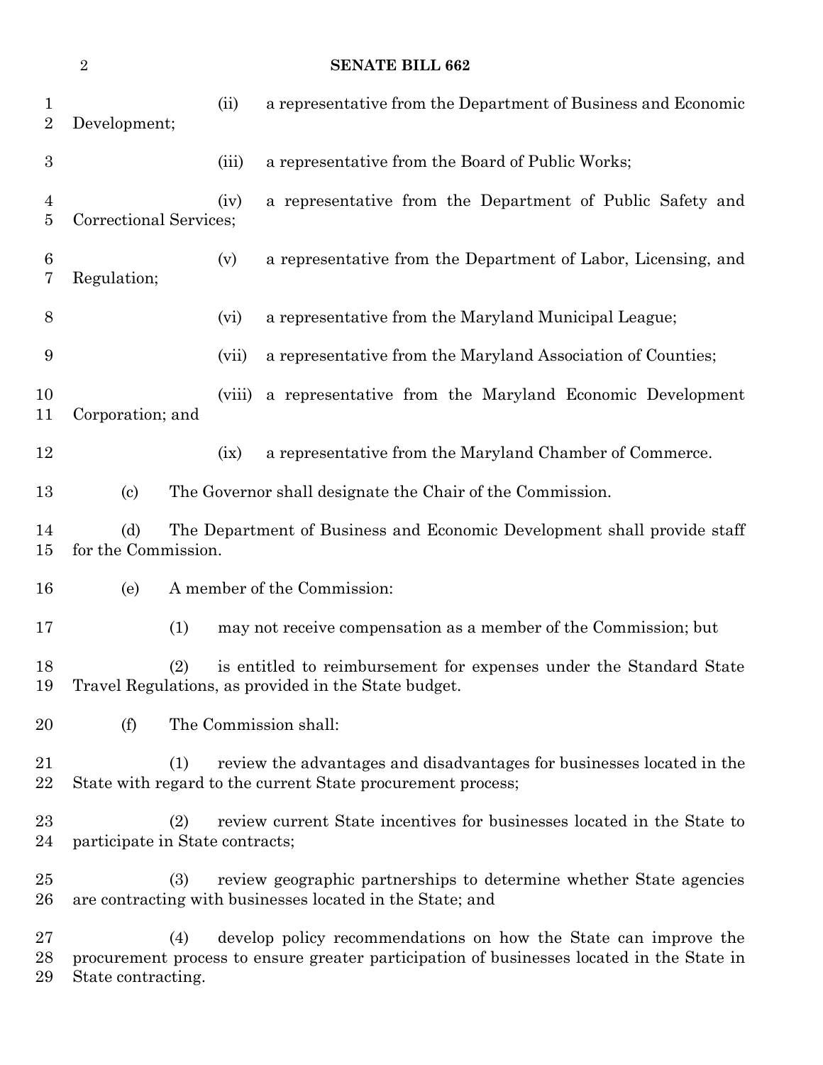(ii) a representative from the Department of Business and Economic Development;

(iii) a representative from the Board of Public Works;

(iv) a representative from the Department of Public Safety and Correctional Services;

(v) a representative from the Department of Labor, Licensing, and Regulation;

(vi) a representative from the Maryland Municipal League;

(vii) a representative from the Maryland Association of Counties;

(viii) a representative from the Maryland Economic Development Corporation; and

(ix) a representative from the Maryland Chamber of Commerce.

(c) The Governor shall designate the Chair of the Commission.

(d) The Department of Business and Economic Development shall provide staff for the Commission.

(e) A member of the Commission:

(1) may not receive compensation as a member of the Commission; but

(2) is entitled to reimbursement for expenses under the Standard State Travel Regulations, as provided in the State budget.

(f) The Commission shall:

(1) review the advantages and disadvantages for businesses located in the State with regard to the current State procurement process;

(2) review current State incentives for businesses located in the State to participate in State contracts;

(3) review geographic partnerships to determine whether State agencies are contracting with businesses located in the State; and

(4) develop policy recommendations on how the State can improve the procurement process to ensure greater participation of businesses located in the State in State contracting.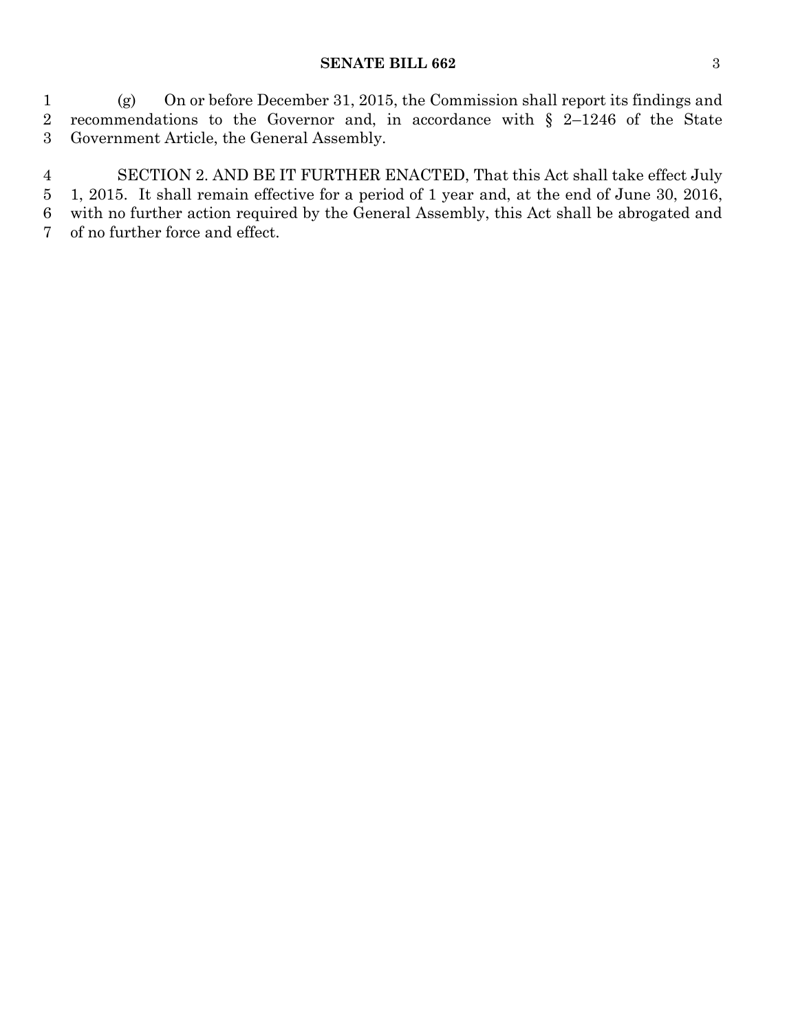(g) On or before December 31, 2015, the Commission shall report its findings and recommendations to the Governor and, in accordance with § 2–1246 of the State Government Article, the General Assembly.

SECTION 2. AND BE IT FURTHER ENACTED, That this Act shall take effect July 1, 2015. It shall remain effective for a period of 1 year and, at the end of June 30, 2016, with no further action required by the General Assembly, this Act shall be abrogated and of no further force and effect.